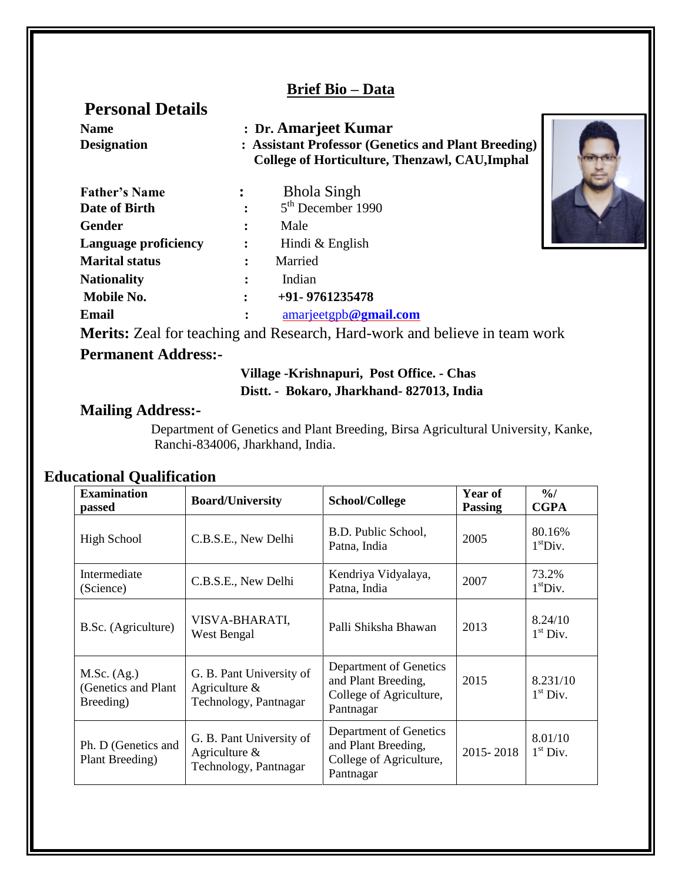## Brief Bio – Data

### Personal Details

**Name** : **Dr. Amarjeet Kumar**

**Designation** : **Assistant Professor (Genetics and Plant Breeding) College of Horticulture, Thenzawl, CAU,Imphal**

**Father's Name** : Bhola Singh

**Date of Birth** : 5th December 1990

**Gender** : Male

**Language proficiency** : Hindi & English

**Marital status** : Married

**Nationality** : Indian

**Mobile No.** : **+91- 9761235478**

**Email** : amarjeetgpb**@gmail.com**

**Merits:** Zeal for teaching and Research, Hard-work and believe in team work

**Permanent Address:-**

**Village -Krishnapuri, Post Office. - Chas**
**Distt. - Bokaro, Jharkhand- 827013, India**

**Mailing Address:-**

Department of Genetics and Plant Breeding, Birsa Agricultural University, Kanke, Ranchi-834006, Jharkhand, India.

## Educational Qualification

| Examination passed | Board/University | School/College | Year of Passing | %/ CGPA |
|---|---|---|---|---|
| High School | C.B.S.E., New Delhi | B.D. Public School, Patna, India | 2005 | 80.16% 1st Div. |
| Intermediate (Science) | C.B.S.E., New Delhi | Kendriya Vidyalaya, Patna, India | 2007 | 73.2% 1st Div. |
| B.Sc. (Agriculture) | VISVA-BHARATI, West Bengal | Palli Shiksha Bhawan | 2013 | 8.24/10 1st Div. |
| M.Sc. (Ag.) (Genetics and Plant Breeding) | G. B. Pant University of Agriculture & Technology, Pantnagar | Department of Genetics and Plant Breeding, College of Agriculture, Pantnagar | 2015 | 8.231/10 1st Div. |
| Ph. D (Genetics and Plant Breeding) | G. B. Pant University of Agriculture & Technology, Pantnagar | Department of Genetics and Plant Breeding, College of Agriculture, Pantnagar | 2015- 2018 | 8.01/10 1st Div. |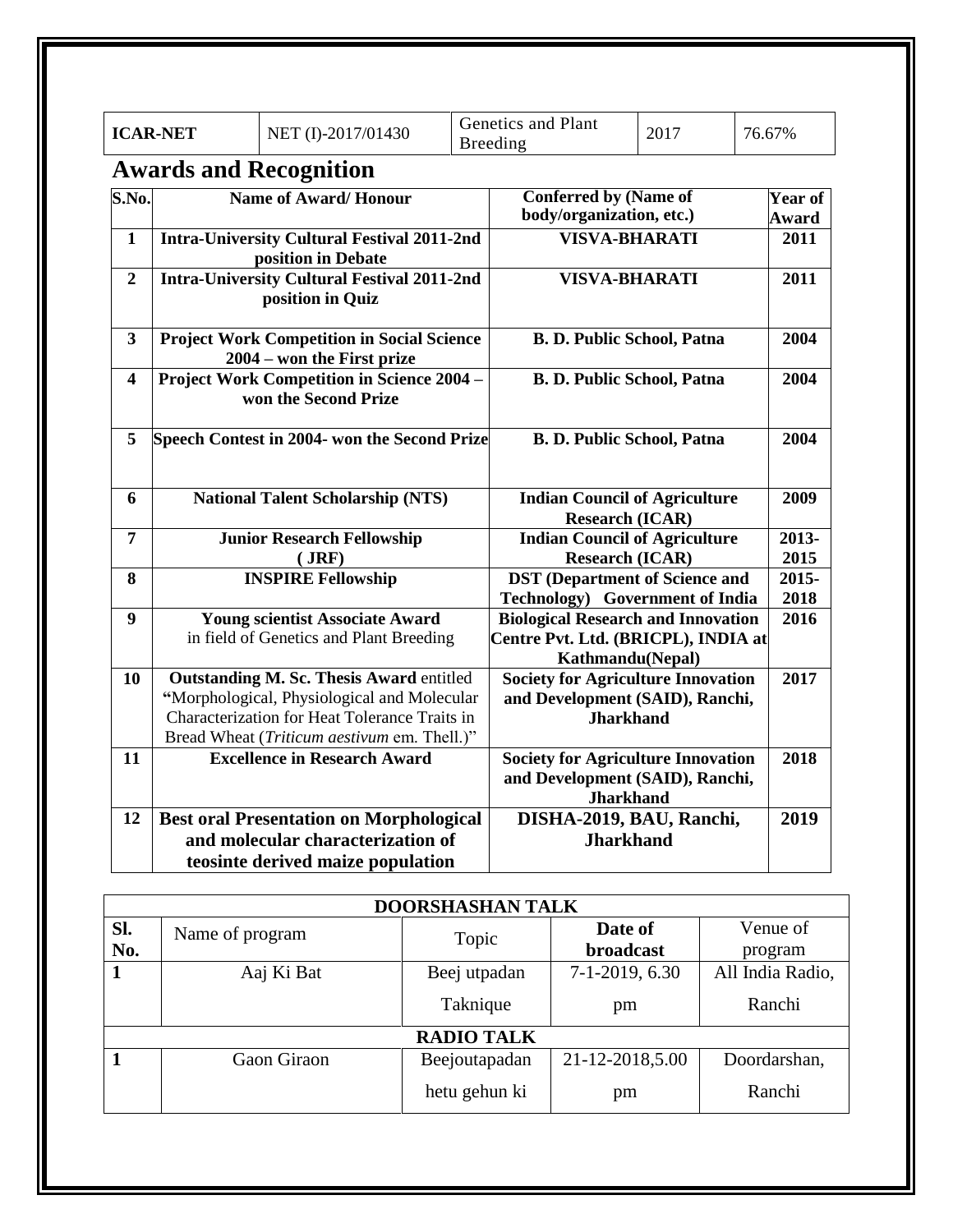| | | | | |
|---|---|---|---|---|
| **ICAR-NET** | NET (I)-2017/01430 | Genetics and Plant Breeding | 2017 | 76.67% |

## Awards and Recognition

| S.No. | Name of Award/ Honour | Conferred by (Name of body/organization, etc.) | Year of Award |
|---|---|---|---|
| **1** | **Intra-University Cultural Festival 2011-2nd position in Debate** | **VISVA-BHARATI** | **2011** |
| **2** | **Intra-University Cultural Festival 2011-2nd position in Quiz** | **VISVA-BHARATI** | **2011** |
| **3** | **Project Work Competition in Social Science 2004 – won the First prize** | **B. D. Public School, Patna** | **2004** |
| **4** | **Project Work Competition in Science 2004 – won the Second Prize** | **B. D. Public School, Patna** | **2004** |
| **5** | **Speech Contest in 2004- won the Second Prize** | **B. D. Public School, Patna** | **2004** |
| **6** | **National Talent Scholarship (NTS)** | **Indian Council of Agriculture Research (ICAR)** | **2009** |
| **7** | **Junior Research Fellowship ( JRF)** | **Indian Council of Agriculture Research (ICAR)** | **2013-2015** |
| **8** | **INSPIRE Fellowship** | **DST (Department of Science and Technology) Government of India** | **2015-2018** |
| **9** | **Young scientist Associate Award** in field of Genetics and Plant Breeding | **Biological Research and Innovation Centre Pvt. Ltd. (BRICPL), INDIA at Kathmandu(Nepal)** | **2016** |
| **10** | **Outstanding M. Sc. Thesis Award** entitled **"**Morphological, Physiological and Molecular Characterization for Heat Tolerance Traits in Bread Wheat (*Triticum aestivum* em. Thell.)" | **Society for Agriculture Innovation and Development (SAID), Ranchi, Jharkhand** | **2017** |
| **11** | **Excellence in Research Award** | **Society for Agriculture Innovation and Development (SAID), Ranchi, Jharkhand** | **2018** |
| **12** | **Best oral Presentation on Morphological and molecular characterization of teosinte derived maize population** | **DISHA-2019, BAU, Ranchi, Jharkhand** | **2019** |

| **DOORSHASHAN TALK** | | | | |
|---|---|---|---|---|
| **Sl. No.** | Name of program | Topic | **Date of broadcast** | Venue of program |
| **1** | Aaj Ki Bat | Beej utpadan Taknique | 7-1-2019, 6.30 pm | All India Radio, Ranchi |
| **RADIO TALK** | | | | |
| **1** | Gaon Giraon | Beejoutapadan hetu gehun ki | 21-12-2018,5.00 pm | Doordarshan, Ranchi |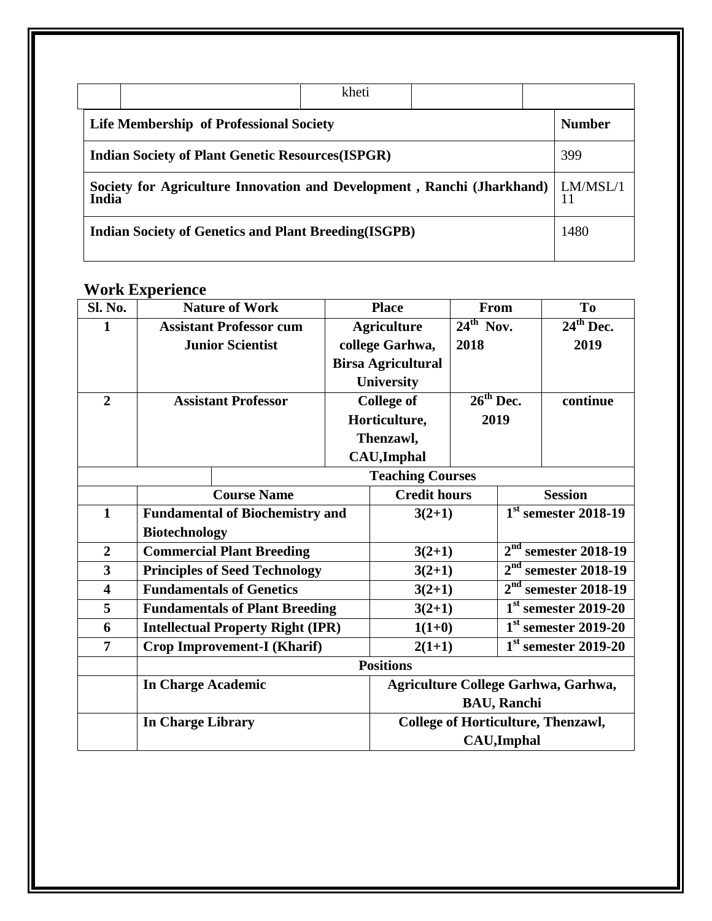| | | | | | |
|---|---|---|---|---|---|
| | | kheti | | | |

| Life Membership of Professional Society | Number |
|---|---|
| **Indian Society of Plant Genetic Resources(ISPGR)** | 399 |
| **Society for Agriculture Innovation and Development , Ranchi (Jharkhand) India** | LM/MSL/111 |
| **Indian Society of Genetics and Plant Breeding(ISGPB)** | 1480 |

## Work Experience

| Sl. No. | Nature of Work | Place | From | To |
|---|---|---|---|---|
| **1** | **Assistant Professor cum Junior Scientist** | **Agriculture college Garhwa, Birsa Agricultural University** | **$24^{th}$ Nov. 2018** | **$24^{th}$ Dec. 2019** |
| **2** | **Assistant Professor** | **College of Horticulture, Thenzawl, CAU,Imphal** | **$26^{th}$ Dec. 2019** | **continue** |

| | Teaching Courses | | |
|---|---|---|---|
| | **Course Name** | **Credit hours** | **Session** |
| **1** | **Fundamental of Biochemistry and Biotechnology** | **3(2+1)** | **$1^{st}$ semester 2018-19** |
| **2** | **Commercial Plant Breeding** | **3(2+1)** | **$2^{nd}$ semester 2018-19** |
| **3** | **Principles of Seed Technology** | **3(2+1)** | **$2^{nd}$ semester 2018-19** |
| **4** | **Fundamentals of Genetics** | **3(2+1)** | **$2^{nd}$ semester 2018-19** |
| **5** | **Fundamentals of Plant Breeding** | **3(2+1)** | **$1^{st}$ semester 2019-20** |
| **6** | **Intellectual Property Right (IPR)** | **1(1+0)** | **$1^{st}$ semester 2019-20** |
| **7** | **Crop Improvement-I (Kharif)** | **2(1+1)** | **$1^{st}$ semester 2019-20** |
| | **Positions** | | |
| | **In Charge Academic** | **Agriculture College Garhwa, Garhwa, BAU, Ranchi** | |
| | **In Charge Library** | **College of Horticulture, Thenzawl, CAU,Imphal** | |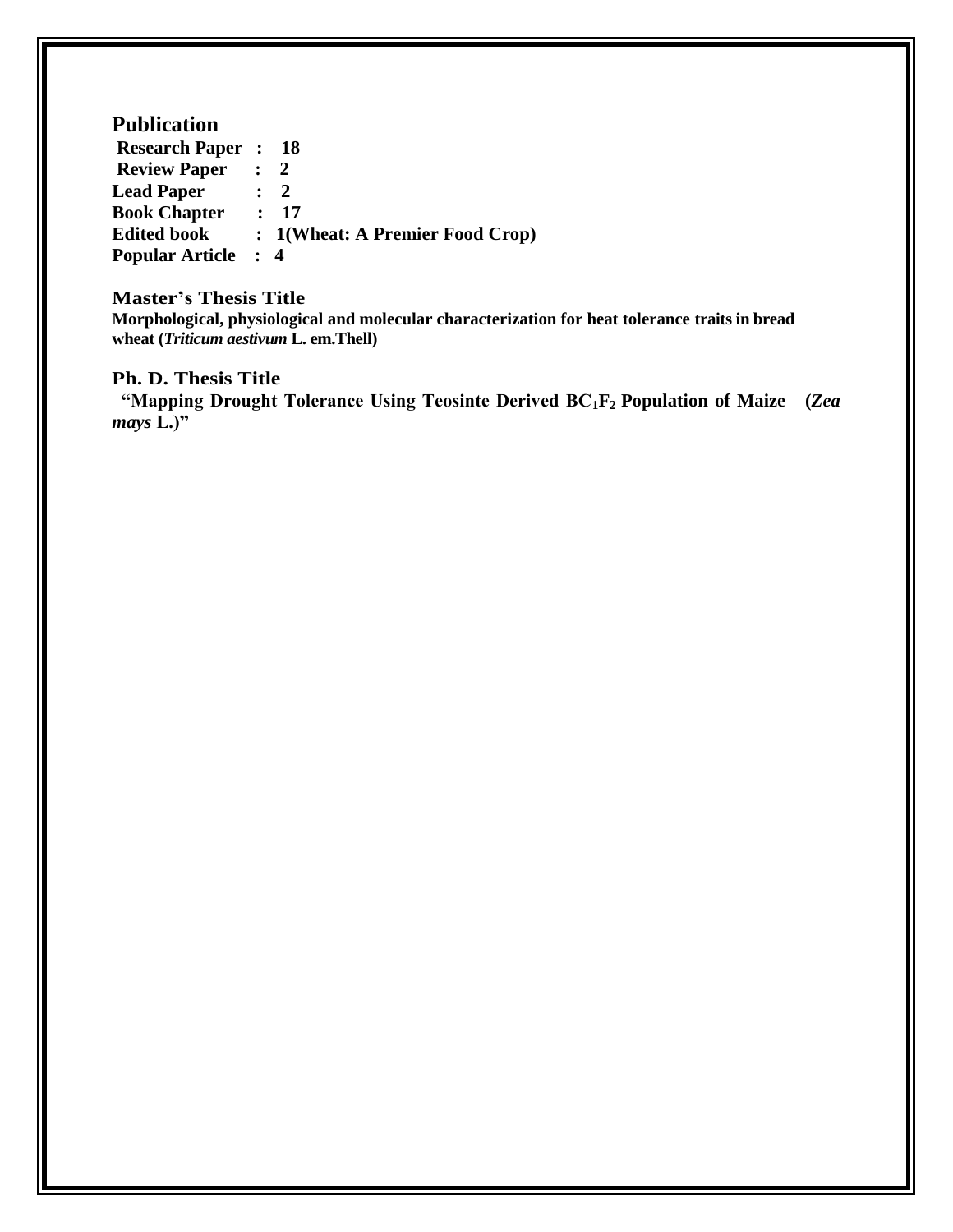## Publication

**Research Paper : 18**
**Review Paper : 2**
**Lead Paper : 2**
**Book Chapter : 17**
**Edited book : 1(Wheat: A Premier Food Crop)**
**Popular Article : 4**

### Master's Thesis Title

**Morphological, physiological and molecular characterization for heat tolerance traits in bread wheat (*Triticum aestivum* L. em.Thell)**

### Ph. D. Thesis Title

**"Mapping Drought Tolerance Using Teosinte Derived $BC_1F_2$ Population of Maize (*Zea mays* L.)"**